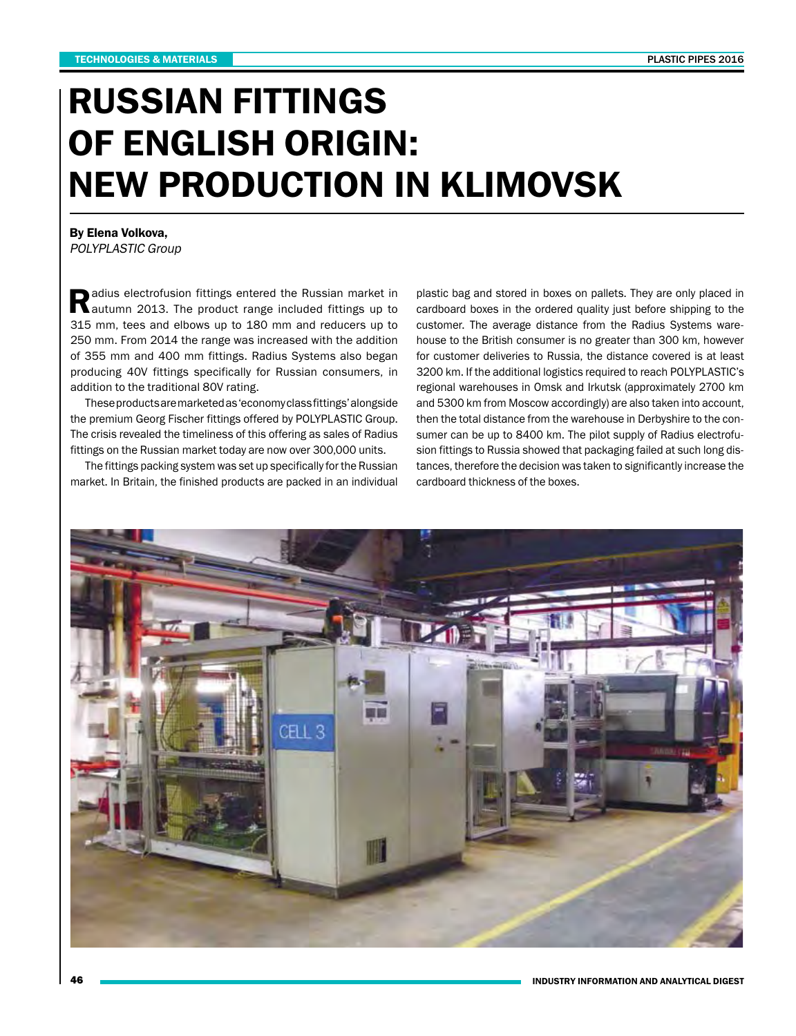# RUSSIAN FITTINGS OF ENGLISH ORIGIN: NEW PRODUCTION IN KLIMOVSK

**By Elena Volkova,**
*POLYPLASTIC Group*

Radius electrofusion fittings entered the Russian market in autumn 2013. The product range included fittings up to 315 mm, tees and elbows up to 180 mm and reducers up to 250 mm. From 2014 the range was increased with the addition of 355 mm and 400 mm fittings. Radius Systems also began producing 40V fittings specifically for Russian consumers, in addition to the traditional 80V rating.

These products are marketed as 'economy class fittings' alongside the premium Georg Fischer fittings offered by POLYPLASTIC Group. The crisis revealed the timeliness of this offering as sales of Radius fittings on the Russian market today are now over 300,000 units.

The fittings packing system was set up specifically for the Russian market. In Britain, the finished products are packed in an individual plastic bag and stored in boxes on pallets. They are only placed in cardboard boxes in the ordered quality just before shipping to the customer. The average distance from the Radius Systems warehouse to the British consumer is no greater than 300 km, however for customer deliveries to Russia, the distance covered is at least 3200 km. If the additional logistics required to reach POLYPLASTIC's regional warehouses in Omsk and Irkutsk (approximately 2700 km and 5300 km from Moscow accordingly) are also taken into account, then the total distance from the warehouse in Derbyshire to the consumer can be up to 8400 km. The pilot supply of Radius electrofusion fittings to Russia showed that packaging failed at such long distances, therefore the decision was taken to significantly increase the cardboard thickness of the boxes.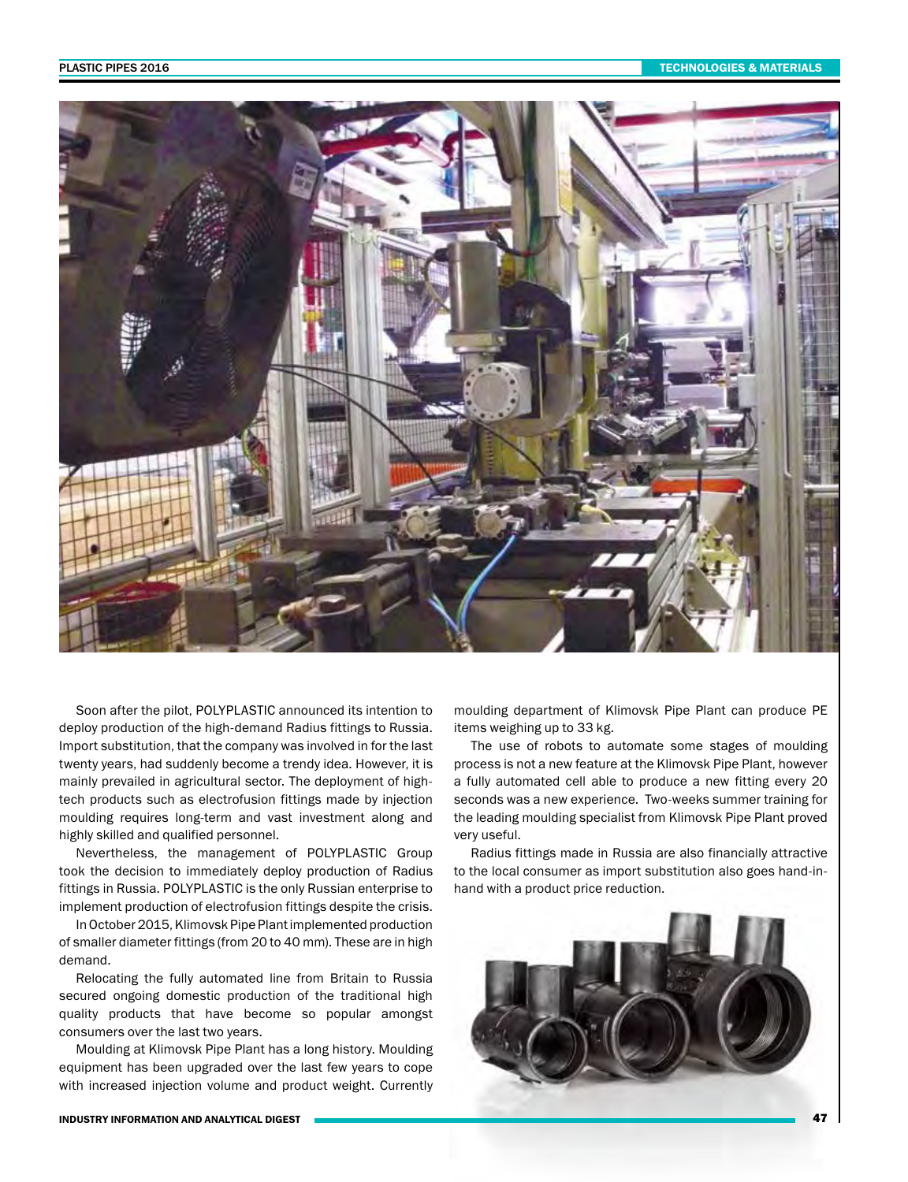Soon after the pilot, POLYPLASTIC announced its intention to deploy production of the high-demand Radius fittings to Russia. Import substitution, that the company was involved in for the last twenty years, had suddenly become a trendy idea. However, it is mainly prevailed in agricultural sector. The deployment of high-tech products such as electrofusion fittings made by injection moulding requires long-term and vast investment along and highly skilled and qualified personnel.

Nevertheless, the management of POLYPLASTIC Group took the decision to immediately deploy production of Radius fittings in Russia. POLYPLASTIC is the only Russian enterprise to implement production of electrofusion fittings despite the crisis.

In October 2015, Klimovsk Pipe Plant implemented production of smaller diameter fittings (from 20 to 40 mm). These are in high demand.

Relocating the fully automated line from Britain to Russia secured ongoing domestic production of the traditional high quality products that have become so popular amongst consumers over the last two years.

Moulding at Klimovsk Pipe Plant has a long history. Moulding equipment has been upgraded over the last few years to cope with increased injection volume and product weight. Currently moulding department of Klimovsk Pipe Plant can produce PE items weighing up to 33 kg.

The use of robots to automate some stages of moulding process is not a new feature at the Klimovsk Pipe Plant, however a fully automated cell able to produce a new fitting every 20 seconds was a new experience. Two-weeks summer training for the leading moulding specialist from Klimovsk Pipe Plant proved very useful.

Radius fittings made in Russia are also financially attractive to the local consumer as import substitution also goes hand-in-hand with a product price reduction.